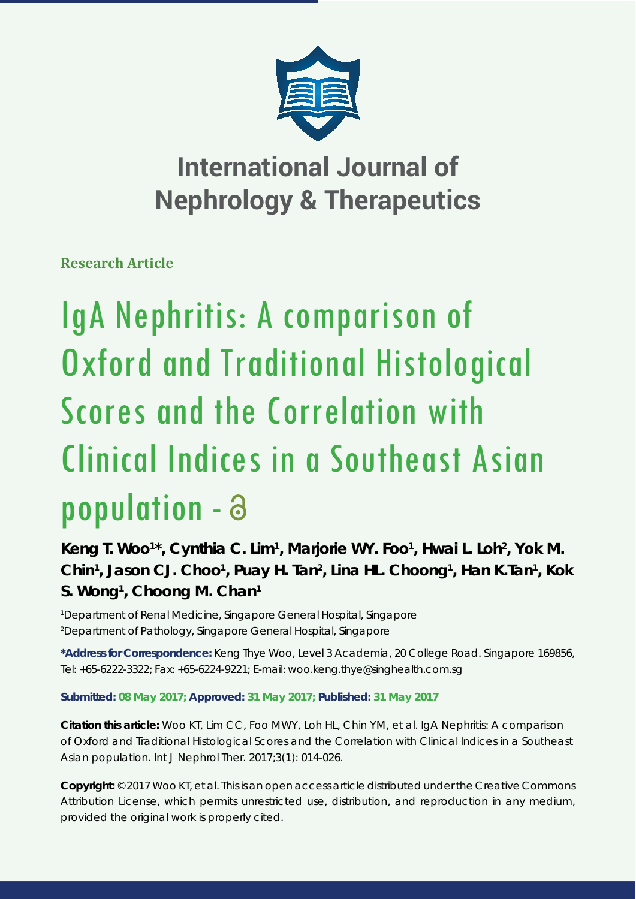# International Journal of Nephrology & Therapeutics

**Research Article**

# IgA Nephritis: A comparison of Oxford and Traditional Histological Scores and the Correlation with Clinical Indices in a Southeast Asian population -

**Keng T. Woo[1]*, Cynthia C. Lim[1], Marjorie WY. Foo[1], Hwai L. Loh[2], Yok M. Chin[1], Jason CJ. Choo[1], Puay H. Tan[2], Lina HL. Choong[1], Han K.Tan[1], Kok S. Wong[1], Choong M. Chan[1]**

[1]Department of Renal Medicine, Singapore General Hospital, Singapore
[2]Department of Pathology, Singapore General Hospital, Singapore

**\*Address for Correspondence:** Keng Thye Woo, Level 3 Academia, 20 College Road. Singapore 169856, Tel: +65-6222-3322; Fax: +65-6224-9221; E-mail: woo.keng.thye@singhealth.com.sg

**Submitted: 08 May 2017; Approved: 31 May 2017; Published: 31 May 2017**

**Citation this article:** Woo KT, Lim CC, Foo MWY, Loh HL, Chin YM, et al. IgA Nephritis: A comparison of Oxford and Traditional Histological Scores and the Correlation with Clinical Indices in a Southeast Asian population. Int J Nephrol Ther. 2017;3(1): 014-026.

**Copyright:** © 2017 Woo KT, et al. This is an open access article distributed under the Creative Commons Attribution License, which permits unrestricted use, distribution, and reproduction in any medium, provided the original work is properly cited.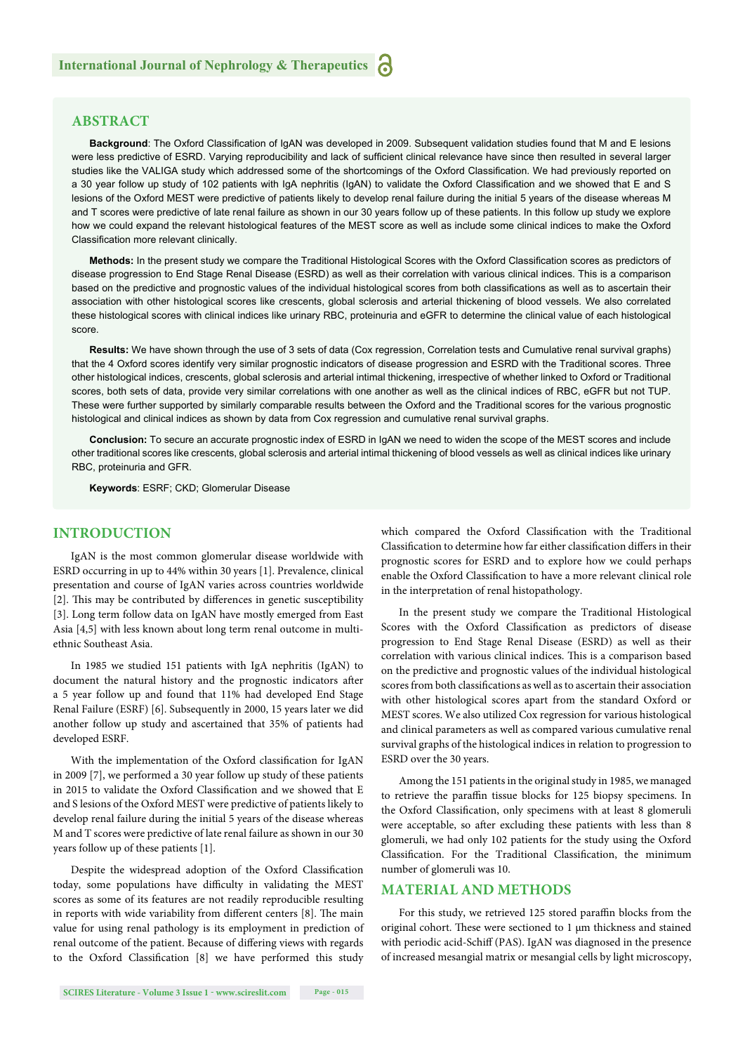## ABSTRACT

**Background**: The Oxford Classification of IgAN was developed in 2009. Subsequent validation studies found that M and E lesions were less predictive of ESRD. Varying reproducibility and lack of sufficient clinical relevance have since then resulted in several larger studies like the VALIGA study which addressed some of the shortcomings of the Oxford Classification. We had previously reported on a 30 year follow up study of 102 patients with IgA nephritis (IgAN) to validate the Oxford Classification and we showed that E and S lesions of the Oxford MEST were predictive of patients likely to develop renal failure during the initial 5 years of the disease whereas M and T scores were predictive of late renal failure as shown in our 30 years follow up of these patients. In this follow up study we explore how we could expand the relevant histological features of the MEST score as well as include some clinical indices to make the Oxford Classification more relevant clinically.

**Methods:** In the present study we compare the Traditional Histological Scores with the Oxford Classification scores as predictors of disease progression to End Stage Renal Disease (ESRD) as well as their correlation with various clinical indices. This is a comparison based on the predictive and prognostic values of the individual histological scores from both classifications as well as to ascertain their association with other histological scores like crescents, global sclerosis and arterial thickening of blood vessels. We also correlated these histological scores with clinical indices like urinary RBC, proteinuria and eGFR to determine the clinical value of each histological score.

**Results:** We have shown through the use of 3 sets of data (Cox regression, Correlation tests and Cumulative renal survival graphs) that the 4 Oxford scores identify very similar prognostic indicators of disease progression and ESRD with the Traditional scores. Three other histological indices, crescents, global sclerosis and arterial intimal thickening, irrespective of whether linked to Oxford or Traditional scores, both sets of data, provide very similar correlations with one another as well as the clinical indices of RBC, eGFR but not TUP. These were further supported by similarly comparable results between the Oxford and the Traditional scores for the various prognostic histological and clinical indices as shown by data from Cox regression and cumulative renal survival graphs.

**Conclusion:** To secure an accurate prognostic index of ESRD in IgAN we need to widen the scope of the MEST scores and include other traditional scores like crescents, global sclerosis and arterial intimal thickening of blood vessels as well as clinical indices like urinary RBC, proteinuria and GFR.

**Keywords**: ESRF; CKD; Glomerular Disease

## INTRODUCTION

IgAN is the most common glomerular disease worldwide with ESRD occurring in up to 44% within 30 years [1]. Prevalence, clinical presentation and course of IgAN varies across countries worldwide [2]. This may be contributed by differences in genetic susceptibility [3]. Long term follow data on IgAN have mostly emerged from East Asia [4,5] with less known about long term renal outcome in multi-ethnic Southeast Asia.

In 1985 we studied 151 patients with IgA nephritis (IgAN) to document the natural history and the prognostic indicators after a 5 year follow up and found that 11% had developed End Stage Renal Failure (ESRF) [6]. Subsequently in 2000, 15 years later we did another follow up study and ascertained that 35% of patients had developed ESRF.

With the implementation of the Oxford classification for IgAN in 2009 [7], we performed a 30 year follow up study of these patients in 2015 to validate the Oxford Classification and we showed that E and S lesions of the Oxford MEST were predictive of patients likely to develop renal failure during the initial 5 years of the disease whereas M and T scores were predictive of late renal failure as shown in our 30 years follow up of these patients [1].

Despite the widespread adoption of the Oxford Classification today, some populations have difficulty in validating the MEST scores as some of its features are not readily reproducible resulting in reports with wide variability from different centers [8]. The main value for using renal pathology is its employment in prediction of renal outcome of the patient. Because of differing views with regards to the Oxford Classification [8] we have performed this study which compared the Oxford Classification with the Traditional Classification to determine how far either classification differs in their prognostic scores for ESRD and to explore how we could perhaps enable the Oxford Classification to have a more relevant clinical role in the interpretation of renal histopathology.

In the present study we compare the Traditional Histological Scores with the Oxford Classification as predictors of disease progression to End Stage Renal Disease (ESRD) as well as their correlation with various clinical indices. This is a comparison based on the predictive and prognostic values of the individual histological scores from both classifications as well as to ascertain their association with other histological scores apart from the standard Oxford or MEST scores. We also utilized Cox regression for various histological and clinical parameters as well as compared various cumulative renal survival graphs of the histological indices in relation to progression to ESRD over the 30 years.

Among the 151 patients in the original study in 1985, we managed to retrieve the paraffin tissue blocks for 125 biopsy specimens. In the Oxford Classification, only specimens with at least 8 glomeruli were acceptable, so after excluding these patients with less than 8 glomeruli, we had only 102 patients for the study using the Oxford Classification. For the Traditional Classification, the minimum number of glomeruli was 10.

## MATERIAL AND METHODS

For this study, we retrieved 125 stored paraffin blocks from the original cohort. These were sectioned to 1 μm thickness and stained with periodic acid-Schiff (PAS). IgAN was diagnosed in the presence of increased mesangial matrix or mesangial cells by light microscopy,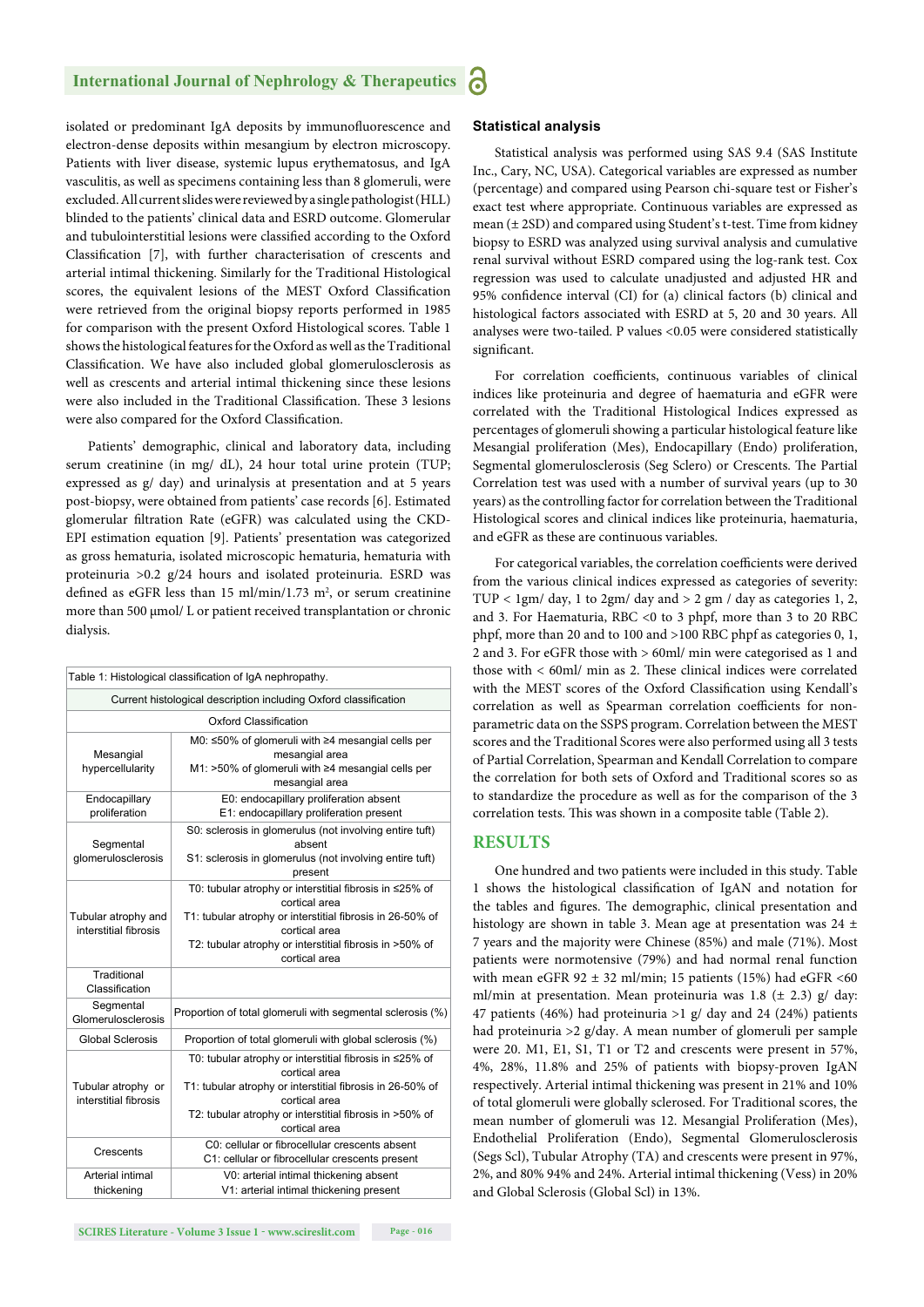isolated or predominant IgA deposits by immunofluorescence and electron-dense deposits within mesangium by electron microscopy. Patients with liver disease, systemic lupus erythematosus, and IgA vasculitis, as well as specimens containing less than 8 glomeruli, were excluded. All current slides were reviewed by a single pathologist (HLL) blinded to the patients' clinical data and ESRD outcome. Glomerular and tubulointerstitial lesions were classified according to the Oxford Classification [7], with further characterisation of crescents and arterial intimal thickening. Similarly for the Traditional Histological scores, the equivalent lesions of the MEST Oxford Classification were retrieved from the original biopsy reports performed in 1985 for comparison with the present Oxford Histological scores. Table 1 shows the histological features for the Oxford as well as the Traditional Classification. We have also included global glomerulosclerosis as well as crescents and arterial intimal thickening since these lesions were also included in the Traditional Classification. These 3 lesions were also compared for the Oxford Classification.

Patients' demographic, clinical and laboratory data, including serum creatinine (in mg/ dL), 24 hour total urine protein (TUP; expressed as g/ day) and urinalysis at presentation and at 5 years post-biopsy, were obtained from patients' case records [6]. Estimated glomerular filtration Rate (eGFR) was calculated using the CKD-EPI estimation equation [9]. Patients' presentation was categorized as gross hematuria, isolated microscopic hematuria, hematuria with proteinuria >0.2 g/24 hours and isolated proteinuria. ESRD was defined as eGFR less than 15 ml/min/1.73 m$^2$, or serum creatinine more than 500 μmol/ L or patient received transplantation or chronic dialysis.

| Table 1: Histological classification of IgA nephropathy. | |
|---|---|
| Current histological description including Oxford classification | |
| Oxford Classification | |
| Mesangial hypercellularity | M0: ≤50% of glomeruli with ≥4 mesangial cells per mesangial area<br>M1: >50% of glomeruli with ≥4 mesangial cells per mesangial area |
| Endocapillary proliferation | E0: endocapillary proliferation absent<br>E1: endocapillary proliferation present |
| Segmental glomerulosclerosis | S0: sclerosis in glomerulus (not involving entire tuft) absent<br>S1: sclerosis in glomerulus (not involving entire tuft) present |
| Tubular atrophy and interstitial fibrosis | T0: tubular atrophy or interstitial fibrosis in ≤25% of cortical area<br>T1: tubular atrophy or interstitial fibrosis in 26-50% of cortical area<br>T2: tubular atrophy or interstitial fibrosis in >50% of cortical area |
| Traditional Classification | |
| Segmental Glomerulosclerosis | Proportion of total glomeruli with segmental sclerosis (%) |
| Global Sclerosis | Proportion of total glomeruli with global sclerosis (%) |
| Tubular atrophy or interstitial fibrosis | T0: tubular atrophy or interstitial fibrosis in ≤25% of cortical area<br>T1: tubular atrophy or interstitial fibrosis in 26-50% of cortical area<br>T2: tubular atrophy or interstitial fibrosis in >50% of cortical area |
| Crescents | C0: cellular or fibrocellular crescents absent<br>C1: cellular or fibrocellular crescents present |
| Arterial intimal thickening | V0: arterial intimal thickening absent<br>V1: arterial intimal thickening present |

### Statistical analysis

Statistical analysis was performed using SAS 9.4 (SAS Institute Inc., Cary, NC, USA). Categorical variables are expressed as number (percentage) and compared using Pearson chi-square test or Fisher's exact test where appropriate. Continuous variables are expressed as mean (± 2SD) and compared using Student's t-test. Time from kidney biopsy to ESRD was analyzed using survival analysis and cumulative renal survival without ESRD compared using the log-rank test. Cox regression was used to calculate unadjusted and adjusted HR and 95% confidence interval (CI) for (a) clinical factors (b) clinical and histological factors associated with ESRD at 5, 20 and 30 years. All analyses were two-tailed. P values <0.05 were considered statistically significant.

For correlation coefficients, continuous variables of clinical indices like proteinuria and degree of haematuria and eGFR were correlated with the Traditional Histological Indices expressed as percentages of glomeruli showing a particular histological feature like Mesangial proliferation (Mes), Endocapillary (Endo) proliferation, Segmental glomerulosclerosis (Seg Sclero) or Crescents. The Partial Correlation test was used with a number of survival years (up to 30 years) as the controlling factor for correlation between the Traditional Histological scores and clinical indices like proteinuria, haematuria, and eGFR as these are continuous variables.

For categorical variables, the correlation coefficients were derived from the various clinical indices expressed as categories of severity: TUP < 1gm/ day, 1 to 2gm/ day and > 2 gm / day as categories 1, 2, and 3. For Haematuria, RBC <0 to 3 phpf, more than 3 to 20 RBC phpf, more than 20 and to 100 and >100 RBC phpf as categories 0, 1, 2 and 3. For eGFR those with > 60ml/ min were categorised as 1 and those with < 60ml/ min as 2. These clinical indices were correlated with the MEST scores of the Oxford Classification using Kendall's correlation as well as Spearman correlation coefficients for non-parametric data on the SSPS program. Correlation between the MEST scores and the Traditional Scores were also performed using all 3 tests of Partial Correlation, Spearman and Kendall Correlation to compare the correlation for both sets of Oxford and Traditional scores so as to standardize the procedure as well as for the comparison of the 3 correlation tests. This was shown in a composite table (Table 2).

## RESULTS

One hundred and two patients were included in this study. Table 1 shows the histological classification of IgAN and notation for the tables and figures. The demographic, clinical presentation and histology are shown in table 3. Mean age at presentation was 24 ± 7 years and the majority were Chinese (85%) and male (71%). Most patients were normotensive (79%) and had normal renal function with mean eGFR 92 ± 32 ml/min; 15 patients (15%) had eGFR <60 ml/min at presentation. Mean proteinuria was 1.8 (± 2.3) g/ day: 47 patients (46%) had proteinuria >1 g/ day and 24 (24%) patients had proteinuria >2 g/day. A mean number of glomeruli per sample were 20. M1, E1, S1, T1 or T2 and crescents were present in 57%, 4%, 28%, 11.8% and 25% of patients with biopsy-proven IgAN respectively. Arterial intimal thickening was present in 21% and 10% of total glomeruli were globally sclerosed. For Traditional scores, the mean number of glomeruli was 12. Mesangial Proliferation (Mes), Endothelial Proliferation (Endo), Segmental Glomerulosclerosis (Segs Scl), Tubular Atrophy (TA) and crescents were present in 97%, 2%, and 80% 94% and 24%. Arterial intimal thickening (Vess) in 20% and Global Sclerosis (Global Scl) in 13%.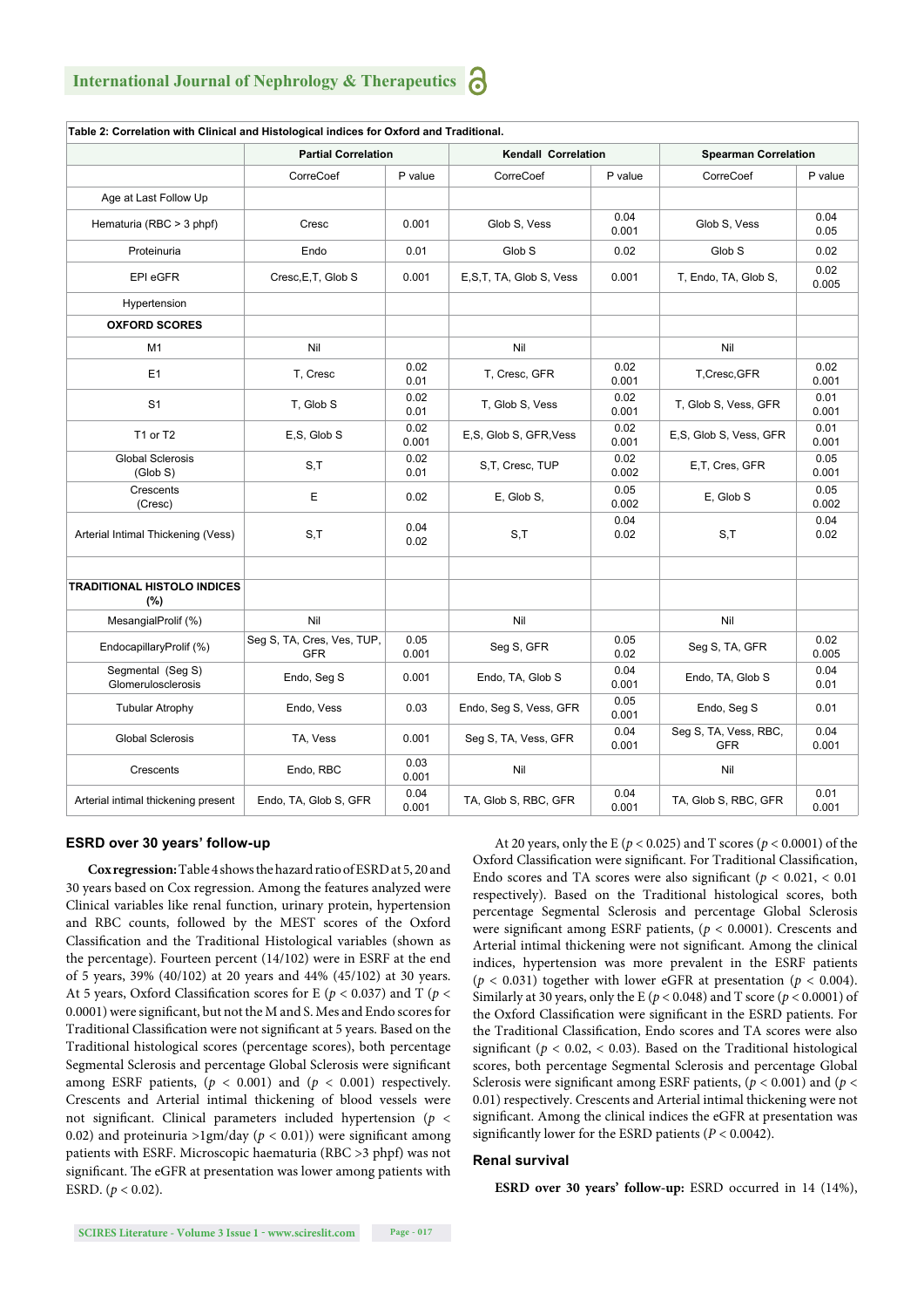**Table 2: Correlation with Clinical and Histological indices for Oxford and Traditional.**

| | Partial Correlation | | Kendall Correlation | | Spearman Correlation | |
|---|---|---|---|---|---|---|
| | CorreCoef | P value | CorreCoef | P value | CorreCoef | P value |
| Age at Last Follow Up | | | | | | |
| Hematuria (RBC > 3 phpf) | Cresc | 0.001 | Glob S, Vess | 0.04 0.001 | Glob S, Vess | 0.04 0.05 |
| Proteinuria | Endo | 0.01 | Glob S | 0.02 | Glob S | 0.02 |
| EPI eGFR | Cresc,E,T, Glob S | 0.001 | E,S,T, TA, Glob S, Vess | 0.001 | T, Endo, TA, Glob S, | 0.02 0.005 |
| Hypertension | | | | | | |
| **OXFORD SCORES** | | | | | | |
| M1 | Nil | | Nil | | Nil | |
| E1 | T, Cresc | 0.02 0.01 | T, Cresc, GFR | 0.02 0.001 | T,Cresc,GFR | 0.02 0.001 |
| S1 | T, Glob S | 0.02 0.01 | T, Glob S, Vess | 0.02 0.001 | T, Glob S, Vess, GFR | 0.01 0.001 |
| T1 or T2 | E,S, Glob S | 0.02 0.001 | E,S, Glob S, GFR,Vess | 0.02 0.001 | E,S, Glob S, Vess, GFR | 0.01 0.001 |
| Global Sclerosis (Glob S) | S,T | 0.02 0.01 | S,T, Cresc, TUP | 0.02 0.002 | E,T, Cres, GFR | 0.05 0.001 |
| Crescents (Cresc) | E | 0.02 | E, Glob S, | 0.05 0.002 | E, Glob S | 0.05 0.002 |
| Arterial Intimal Thickening (Vess) | S,T | 0.04 0.02 | S,T | 0.04 0.02 | S,T | 0.04 0.02 |
| | | | | | | |
| **TRADITIONAL HISTOLO INDICES (%)** | | | | | | |
| MesangialProlif (%) | Nil | | Nil | | Nil | |
| EndocapillaryProlif (%) | Seg S, TA, Cres, Ves, TUP, GFR | 0.05 0.001 | Seg S, GFR | 0.05 0.02 | Seg S, TA, GFR | 0.02 0.005 |
| Segmental (Seg S) Glomerulosclerosis | Endo, Seg S | 0.001 | Endo, TA, Glob S | 0.04 0.001 | Endo, TA, Glob S | 0.04 0.01 |
| Tubular Atrophy | Endo, Vess | 0.03 | Endo, Seg S, Vess, GFR | 0.05 0.001 | Endo, Seg S | 0.01 |
| Global Sclerosis | TA, Vess | 0.001 | Seg S, TA, Vess, GFR | 0.04 0.001 | Seg S, TA, Vess, RBC, GFR | 0.04 0.001 |
| Crescents | Endo, RBC | 0.03 0.001 | Nil | | Nil | |
| Arterial intimal thickening present | Endo, TA, Glob S, GFR | 0.04 0.001 | TA, Glob S, RBC, GFR | 0.04 0.001 | TA, Glob S, RBC, GFR | 0.01 0.001 |

### ESRD over 30 years' follow-up

**Cox regression:** Table 4 shows the hazard ratio of ESRD at 5, 20 and 30 years based on Cox regression. Among the features analyzed were Clinical variables like renal function, urinary protein, hypertension and RBC counts, followed by the MEST scores of the Oxford Classification and the Traditional Histological variables (shown as the percentage). Fourteen percent (14/102) were in ESRF at the end of 5 years, 39% (40/102) at 20 years and 44% (45/102) at 30 years. At 5 years, Oxford Classification scores for E ($p < 0.037$) and T ($p < 0.0001$) were significant, but not the M and S. Mes and Endo scores for Traditional Classification were not significant at 5 years. Based on the Traditional histological scores (percentage scores), both percentage Segmental Sclerosis and percentage Global Sclerosis were significant among ESRF patients, ($p < 0.001$) and ($p < 0.001$) respectively. Crescents and Arterial intimal thickening of blood vessels were not significant. Clinical parameters included hypertension ($p < 0.02$) and proteinuria >1gm/day ($p < 0.01$)) were significant among patients with ESRF. Microscopic haematuria (RBC >3 phpf) was not significant. The eGFR at presentation was lower among patients with ESRD. ($p < 0.02$).

At 20 years, only the E ($p < 0.025$) and T scores ($p < 0.0001$) of the Oxford Classification were significant. For Traditional Classification, Endo scores and TA scores were also significant ($p < 0.021$, $< 0.01$ respectively). Based on the Traditional histological scores, both percentage Segmental Sclerosis and percentage Global Sclerosis were significant among ESRF patients, ($p < 0.0001$). Crescents and Arterial intimal thickening were not significant. Among the clinical indices, hypertension was more prevalent in the ESRF patients ($p < 0.031$) together with lower eGFR at presentation ($p < 0.004$). Similarly at 30 years, only the E ($p < 0.048$) and T score ($p < 0.0001$) of the Oxford Classification were significant in the ESRD patients. For the Traditional Classification, Endo scores and TA scores were also significant ($p < 0.02$, $< 0.03$). Based on the Traditional histological scores, both percentage Segmental Sclerosis and percentage Global Sclerosis were significant among ESRF patients, ($p < 0.001$) and ($p < 0.01$) respectively. Crescents and Arterial intimal thickening were not significant. Among the clinical indices the eGFR at presentation was significantly lower for the ESRD patients ($P < 0.0042$).

### Renal survival

**ESRD over 30 years' follow-up:** ESRD occurred in 14 (14%),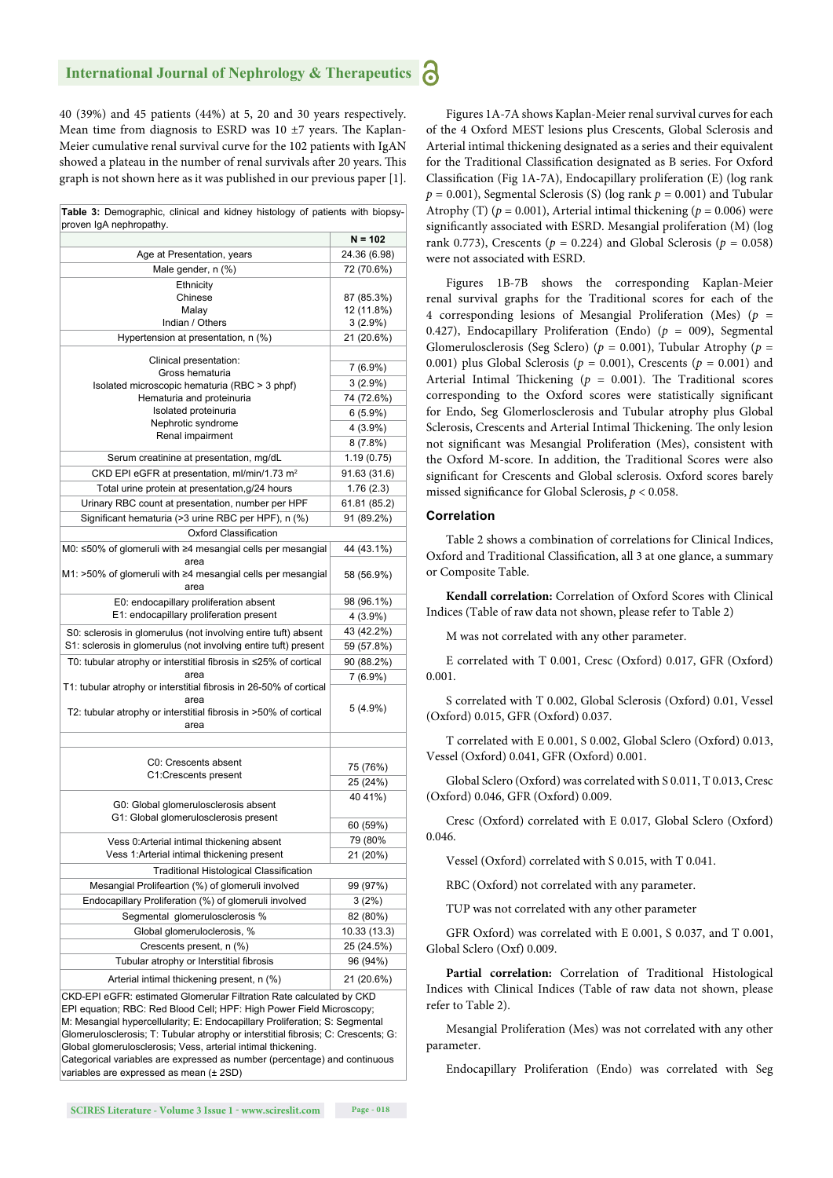40 (39%) and 45 patients (44%) at 5, 20 and 30 years respectively. Mean time from diagnosis to ESRD was 10 ±7 years. The Kaplan-Meier cumulative renal survival curve for the 102 patients with IgAN showed a plateau in the number of renal survivals after 20 years. This graph is not shown here as it was published in our previous paper [1].

**Table 3:** Demographic, clinical and kidney histology of patients with biopsy-proven IgA nephropathy.

| | N = 102 |
|---|---|
| Age at Presentation, years | 24.36 (6.98) |
| Male gender, n (%) | 72 (70.6%) |
| Ethnicity | |
| Chinese | 87 (85.3%) |
| Malay | 12 (11.8%) |
| Indian / Others | 3 (2.9%) |
| Hypertension at presentation, n (%) | 21 (20.6%) |
| Clinical presentation: | |
| Gross hematuria | 7 (6.9%) |
| Isolated microscopic hematuria (RBC > 3 phpf) | 3 (2.9%) |
| Hematuria and proteinuria | 74 (72.6%) |
| Isolated proteinuria | 6 (5.9%) |
| Nephrotic syndrome | 4 (3.9%) |
| Renal impairment | 8 (7.8%) |
| Serum creatinine at presentation, mg/dL | 1.19 (0.75) |
| CKD EPI eGFR at presentation, ml/min/1.73 m$^2$ | 91.63 (31.6) |
| Total urine protein at presentation,g/24 hours | 1.76 (2.3) |
| Urinary RBC count at presentation, number per HPF | 61.81 (85.2) |
| Significant hematuria (>3 urine RBC per HPF), n (%) | 91 (89.2%) |
| Oxford Classification | |
| M0: ≤50% of glomeruli with ≥4 mesangial cells per mesangial area | 44 (43.1%) |
| M1: >50% of glomeruli with ≥4 mesangial cells per mesangial area | 58 (56.9%) |
| E0: endocapillary proliferation absent | 98 (96.1%) |
| E1: endocapillary proliferation present | 4 (3.9%) |
| S0: sclerosis in glomerulus (not involving entire tuft) absent | 43 (42.2%) |
| S1: sclerosis in glomerulus (not involving entire tuft) present | 59 (57.8%) |
| T0: tubular atrophy or interstitial fibrosis in ≤25% of cortical area | 90 (88.2%) |
| T1: tubular atrophy or interstitial fibrosis in 26-50% of cortical area | 7 (6.9%) |
| T2: tubular atrophy or interstitial fibrosis in >50% of cortical area | 5 (4.9%) |
| | |
| C0: Crescents absent | 75 (76%) |
| C1:Crescents present | 25 (24%) |
| G0: Global glomerulosclerosis absent | 40 41%) |
| G1: Global glomerulosclerosis present | 60 (59%) |
| Vess 0:Arterial intimal thickening absent | 79 (80% |
| Vess 1:Arterial intimal thickening present | 21 (20%) |
| Traditional Histological Classification | |
| Mesangial Prolifeartion (%) of glomeruli involved | 99 (97%) |
| Endocapillary Proliferation (%) of glomeruli involved | 3 (2%) |
| Segmental glomerulosclerosis % | 82 (80%) |
| Global glomeruloclerosis, % | 10.33 (13.3) |
| Crescents present, n (%) | 25 (24.5%) |
| Tubular atrophy or Interstitial fibrosis | 96 (94%) |
| Arterial intimal thickening present, n (%) | 21 (20.6%) |

CKD-EPI eGFR: estimated Glomerular Filtration Rate calculated by CKD EPI equation; RBC: Red Blood Cell; HPF: High Power Field Microscopy; M: Mesangial hypercellularity; E: Endocapillary Proliferation; S: Segmental Glomerulosclerosis; T: Tubular atrophy or interstitial fibrosis; C: Crescents; G: Global glomerulosclerosis; Vess, arterial intimal thickening.
Categorical variables are expressed as number (percentage) and continuous variables are expressed as mean (± 2SD)

Figures 1A-7A shows Kaplan-Meier renal survival curves for each of the 4 Oxford MEST lesions plus Crescents, Global Sclerosis and Arterial intimal thickening designated as a series and their equivalent for the Traditional Classification designated as B series. For Oxford Classification (Fig 1A-7A), Endocapillary proliferation (E) (log rank $p = 0.001$), Segmental Sclerosis (S) (log rank $p = 0.001$) and Tubular Atrophy (T) ($p = 0.001$), Arterial intimal thickening ($p = 0.006$) were significantly associated with ESRD. Mesangial proliferation (M) (log rank 0.773), Crescents ($p = 0.224$) and Global Sclerosis ($p = 0.058$) were not associated with ESRD.

Figures 1B-7B shows the corresponding Kaplan-Meier renal survival graphs for the Traditional scores for each of the 4 corresponding lesions of Mesangial Proliferation (Mes) ($p = 0.427$), Endocapillary Proliferation (Endo) ($p = 009$), Segmental Glomerulosclerosis (Seg Sclero) ($p = 0.001$), Tubular Atrophy ($p = 0.001$) plus Global Sclerosis ($p = 0.001$), Crescents ($p = 0.001$) and Arterial Intimal Thickening ($p = 0.001$). The Traditional scores corresponding to the Oxford scores were statistically significant for Endo, Seg Glomerlosclerosis and Tubular atrophy plus Global Sclerosis, Crescents and Arterial Intimal Thickening. The only lesion not significant was Mesangial Proliferation (Mes), consistent with the Oxford M-score. In addition, the Traditional Scores were also significant for Crescents and Global sclerosis. Oxford scores barely missed significance for Global Sclerosis, $p < 0.058$.

### Correlation

Table 2 shows a combination of correlations for Clinical Indices, Oxford and Traditional Classification, all 3 at one glance, a summary or Composite Table.

**Kendall correlation:** Correlation of Oxford Scores with Clinical Indices (Table of raw data not shown, please refer to Table 2)

M was not correlated with any other parameter.

E correlated with T 0.001, Cresc (Oxford) 0.017, GFR (Oxford) 0.001.

S correlated with T 0.002, Global Sclerosis (Oxford) 0.01, Vessel (Oxford) 0.015, GFR (Oxford) 0.037.

T correlated with E 0.001, S 0.002, Global Sclero (Oxford) 0.013, Vessel (Oxford) 0.041, GFR (Oxford) 0.001.

Global Sclero (Oxford) was correlated with S 0.011, T 0.013, Cresc (Oxford) 0.046, GFR (Oxford) 0.009.

Cresc (Oxford) correlated with E 0.017, Global Sclero (Oxford) 0.046.

Vessel (Oxford) correlated with S 0.015, with T 0.041.

RBC (Oxford) not correlated with any parameter.

TUP was not correlated with any other parameter

GFR Oxford) was correlated with E 0.001, S 0.037, and T 0.001, Global Sclero (Oxf) 0.009.

**Partial correlation:** Correlation of Traditional Histological Indices with Clinical Indices (Table of raw data not shown, please refer to Table 2).

Mesangial Proliferation (Mes) was not correlated with any other parameter.

Endocapillary Proliferation (Endo) was correlated with Seg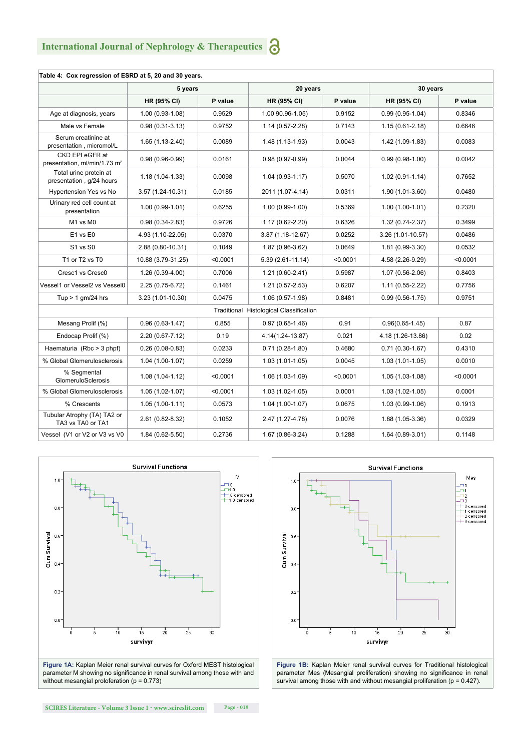**Table 4: Cox regression of ESRD at 5, 20 and 30 years.**

| | 5 years | | 20 years | | 30 years | |
|---|---|---|---|---|---|---|
| | HR (95% CI) | P value | HR (95% CI) | P value | HR (95% CI) | P value |
| Age at diagnosis, years | 1.00 (0.93-1.08) | 0.9529 | 1.00 90.96-1.05) | 0.9152 | 0.99 (0.95-1.04) | 0.8346 |
| Male vs Female | 0.98 (0.31-3.13) | 0.9752 | 1.14 (0.57-2.28) | 0.7143 | 1.15 (0.61-2.18) | 0.6646 |
| Serum creatinine at presentation , micromol/L | 1.65 (1.13-2.40) | 0.0089 | 1.48 (1.13-1.93) | 0.0043 | 1.42 (1.09-1.83) | 0.0083 |
| CKD EPI eGFR at presentation, ml/min/1.73 m$^2$ | 0.98 (0.96-0.99) | 0.0161 | 0.98 (0.97-0.99) | 0.0044 | 0.99 (0.98-1.00) | 0.0042 |
| Total urine protein at presentation , g/24 hours | 1.18 (1.04-1.33) | 0.0098 | 1.04 (0.93-1.17) | 0.5070 | 1.02 (0.91-1.14) | 0.7652 |
| Hypertension Yes vs No | 3.57 (1.24-10.31) | 0.0185 | 2011 (1.07-4.14) | 0.0311 | 1.90 (1.01-3.60) | 0.0480 |
| Urinary red cell count at presentation | 1.00 (0.99-1.01) | 0.6255 | 1.00 (0.99-1.00) | 0.5369 | 1.00 (1.00-1.01) | 0.2320 |
| M1 vs M0 | 0.98 (0.34-2.83) | 0.9726 | 1.17 (0.62-2.20) | 0.6326 | 1.32 (0.74-2.37) | 0.3499 |
| E1 vs E0 | 4.93 (1.10-22.05) | 0.0370 | 3.87 (1.18-12.67) | 0.0252 | 3.26 (1.01-10.57) | 0.0486 |
| S1 vs S0 | 2.88 (0.80-10.31) | 0.1049 | 1.87 (0.96-3.62) | 0.0649 | 1.81 (0.99-3.30) | 0.0532 |
| T1 or T2 vs T0 | 10.88 (3.79-31.25) | <0.0001 | 5.39 (2.61-11.14) | <0.0001 | 4.58 (2.26-9.29) | <0.0001 |
| Cresc1 vs Cresc0 | 1.26 (0.39-4.00) | 0.7006 | 1.21 (0.60-2.41) | 0.5987 | 1.07 (0.56-2.06) | 0.8403 |
| Vessel1 or Vessel2 vs Vessel0 | 2.25 (0.75-6.72) | 0.1461 | 1.21 (0.57-2.53) | 0.6207 | 1.11 (0.55-2.22) | 0.7756 |
| Tup > 1 gm/24 hrs | 3.23 (1.01-10.30) | 0.0475 | 1.06 (0.57-1.98) | 0.8481 | 0.99 (0.56-1.75) | 0.9751 |
| Traditional Histological Classification | | | | | | |
| Mesang Prolif (%) | 0.96 (0.63-1.47) | 0.855 | 0.97 (0.65-1.46) | 0.91 | 0.96(0.65-1.45) | 0.87 |
| Endocap Prolif (%) | 2.20 (0.67-7.12) | 0.19 | 4.14(1.24-13.87) | 0.021 | 4.18 (1.26-13.86) | 0.02 |
| Haematuria (Rbc > 3 phpf) | 0.26 (0.08-0.83) | 0.0233 | 0.71 (0.28-1.80) | 0.4680 | 0.71 (0.30-1.67) | 0.4310 |
| % Global Glomerulosclerosis | 1.04 (1.00-1.07) | 0.0259 | 1.03 (1.01-1.05) | 0.0045 | 1.03 (1.01-1.05) | 0.0010 |
| % Segmental GlomeruloSclerosis | 1.08 (1.04-1.12) | <0.0001 | 1.06 (1.03-1.09) | <0.0001 | 1.05 (1.03-1.08) | <0.0001 |
| % Global Glomerulosclerosis | 1.05 (1.02-1.07) | <0.0001 | 1.03 (1.02-1.05) | 0.0001 | 1.03 (1.02-1.05) | 0.0001 |
| % Crescents | 1.05 (1.00-1.11) | 0.0573 | 1.04 (1.00-1.07) | 0.0675 | 1.03 (0.99-1.06) | 0.1913 |
| Tubular Atrophy (TA) TA2 or TA3 vs TA0 or TA1 | 2.61 (0.82-8.32) | 0.1052 | 2.47 (1.27-4.78) | 0.0076 | 1.88 (1.05-3.36) | 0.0329 |
| Vessel (V1 or V2 or V3 vs V0 | 1.84 (0.62-5.50) | 0.2736 | 1.67 (0.86-3.24) | 0.1288 | 1.64 (0.89-3.01) | 0.1148 |

**Figure 1A:** Kaplan Meier renal survival curves for Oxford MEST histological parameter M showing no significance in renal survival among those with and without mesangial proloferation (p = 0.773)

**Figure 1B:** Kaplan Meier renal survival curves for Traditional histological parameter Mes (Mesangial proliferation) showing no significance in renal survival among those with and without mesangial proliferation (p = 0.427).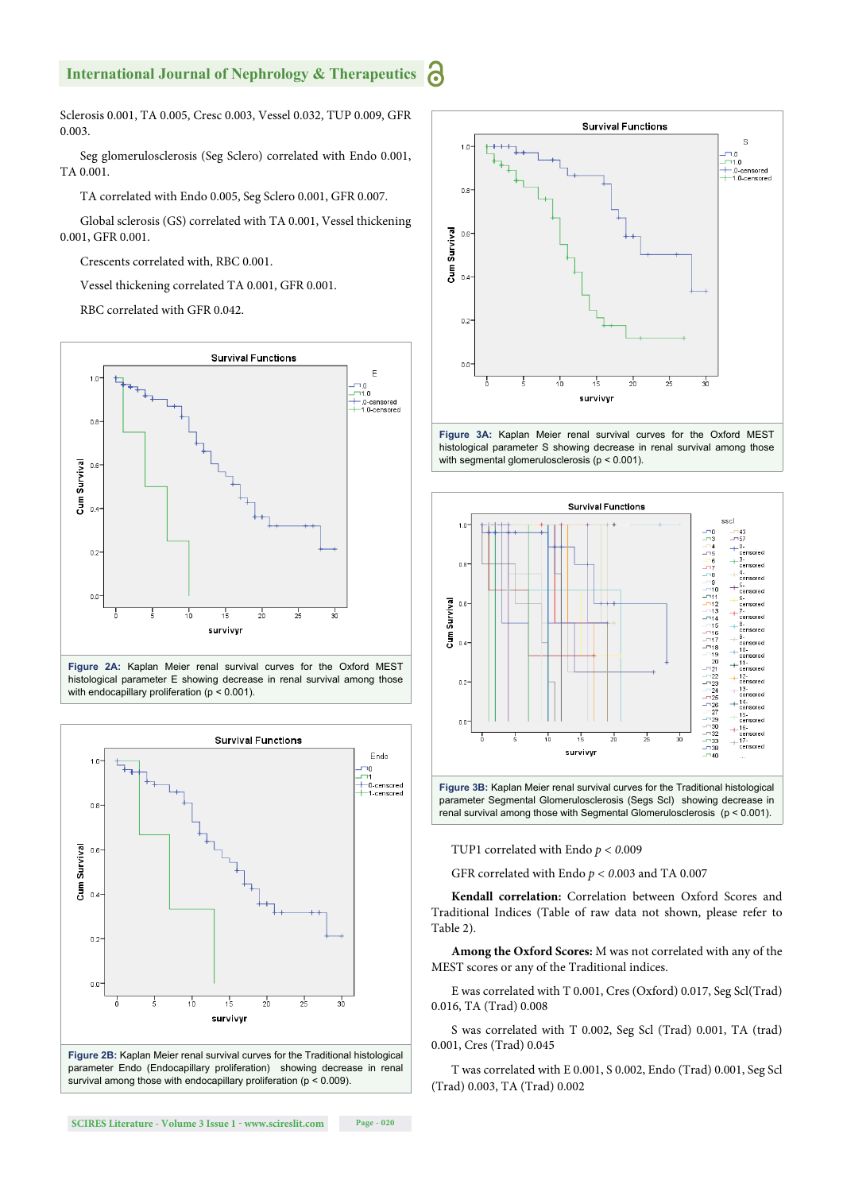Sclerosis 0.001, TA 0.005, Cresc 0.003, Vessel 0.032, TUP 0.009, GFR 0.003.

Seg glomerulosclerosis (Seg Sclero) correlated with Endo 0.001, TA 0.001.

TA correlated with Endo 0.005, Seg Sclero 0.001, GFR 0.007.

Global sclerosis (GS) correlated with TA 0.001, Vessel thickening 0.001, GFR 0.001.

Crescents correlated with, RBC 0.001.

Vessel thickening correlated TA 0.001, GFR 0.001.

RBC correlated with GFR 0.042.

**Figure 2A:** Kaplan Meier renal survival curves for the Oxford MEST histological parameter E showing decrease in renal survival among those with endocapillary proliferation ($p < 0.001$).

**Figure 2B:** Kaplan Meier renal survival curves for the Traditional histological parameter Endo (Endocapillary proliferation) showing decrease in renal survival among those with endocapillary proliferation ($p < 0.009$).

**Figure 3A:** Kaplan Meier renal survival curves for the Oxford MEST histological parameter S showing decrease in renal survival among those with segmental glomerulosclerosis ($p < 0.001$).

**Figure 3B:** Kaplan Meier renal survival curves for the Traditional histological parameter Segmental Glomerulosclerosis (Segs Scl) showing decrease in renal survival among those with Segmental Glomerulosclerosis ($p < 0.001$).

TUP1 correlated with Endo $p < 0.009$

GFR correlated with Endo $p < 0.003$ and TA 0.007

**Kendall correlation:** Correlation between Oxford Scores and Traditional Indices (Table of raw data not shown, please refer to Table 2).

**Among the Oxford Scores:** M was not correlated with any of the MEST scores or any of the Traditional indices.

E was correlated with T 0.001, Cres (Oxford) 0.017, Seg Scl(Trad) 0.016, TA (Trad) 0.008

S was correlated with T 0.002, Seg Scl (Trad) 0.001, TA (trad) 0.001, Cres (Trad) 0.045

T was correlated with E 0.001, S 0.002, Endo (Trad) 0.001, Seg Scl (Trad) 0.003, TA (Trad) 0.002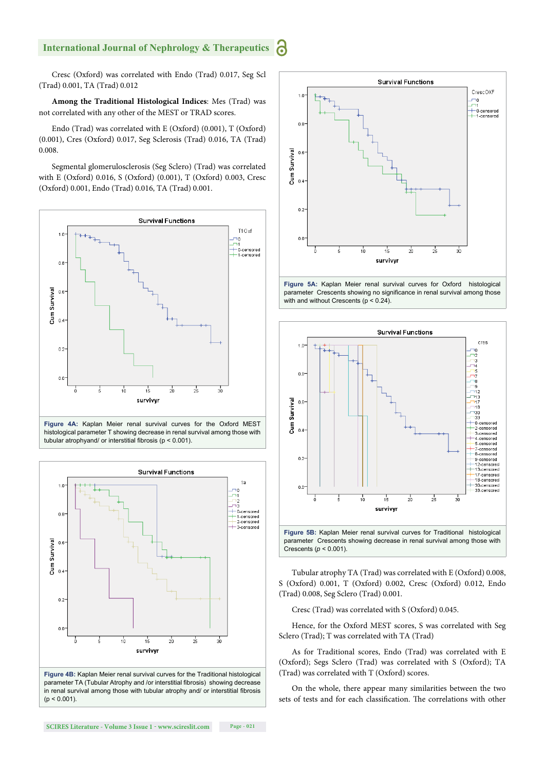Cresc (Oxford) was correlated with Endo (Trad) 0.017, Seg Scl (Trad) 0.001, TA (Trad) 0.012

**Among the Traditional Histological Indices**: Mes (Trad) was not correlated with any other of the MEST or TRAD scores.

Endo (Trad) was correlated with E (Oxford) (0.001), T (Oxford) (0.001), Cres (Oxford) 0.017, Seg Sclerosis (Trad) 0.016, TA (Trad) 0.008.

Segmental glomerulosclerosis (Seg Sclero) (Trad) was correlated with E (Oxford) 0.016, S (Oxford) (0.001), T (Oxford) 0.003, Cresc (Oxford) 0.001, Endo (Trad) 0.016, TA (Trad) 0.001.

**Figure 4A:** Kaplan Meier renal survival curves for the Oxford MEST histological parameter T showing decrease in renal survival among those with tubular atrophyand/ or interstitial fibrosis ($p < 0.001$).

**Figure 4B:** Kaplan Meier renal survival curves for the Traditional histological parameter TA (Tubular Atrophy and /or interstitial fibrosis) showing decrease in renal survival among those with tubular atrophy and/ or interstitial fibrosis ($p < 0.001$).

**Figure 5A:** Kaplan Meier renal survival curves for Oxford histological parameter Crescents showing no significance in renal survival among those with and without Crescents ($p < 0.24$).

**Figure 5B:** Kaplan Meier renal survival curves for Traditional histological parameter Crescents showing decrease in renal survival among those with Crescents ($p < 0.001$).

Tubular atrophy TA (Trad) was correlated with E (Oxford) 0.008, S (Oxford) 0.001, T (Oxford) 0.002, Cresc (Oxford) 0.012, Endo (Trad) 0.008, Seg Sclero (Trad) 0.001.

Cresc (Trad) was correlated with S (Oxford) 0.045.

Hence, for the Oxford MEST scores, S was correlated with Seg Sclero (Trad); T was correlated with TA (Trad)

As for Traditional scores, Endo (Trad) was correlated with E (Oxford); Segs Sclero (Trad) was correlated with S (Oxford); TA (Trad) was correlated with T (Oxford) scores.

On the whole, there appear many similarities between the two sets of tests and for each classification. The correlations with other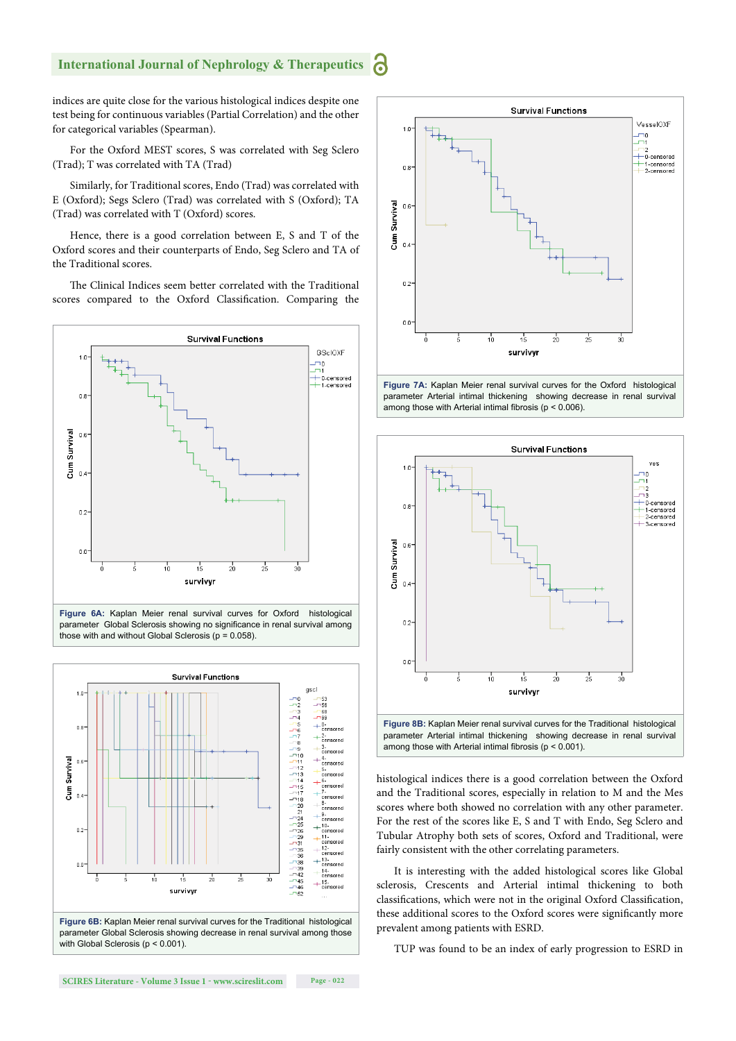indices are quite close for the various histological indices despite one test being for continuous variables (Partial Correlation) and the other for categorical variables (Spearman).

For the Oxford MEST scores, S was correlated with Seg Sclero (Trad); T was correlated with TA (Trad)

Similarly, for Traditional scores, Endo (Trad) was correlated with E (Oxford); Segs Sclero (Trad) was correlated with S (Oxford); TA (Trad) was correlated with T (Oxford) scores.

Hence, there is a good correlation between E, S and T of the Oxford scores and their counterparts of Endo, Seg Sclero and TA of the Traditional scores.

The Clinical Indices seem better correlated with the Traditional scores compared to the Oxford Classification. Comparing the histological indices there is a good correlation between the Oxford and the Traditional scores, especially in relation to M and the Mes scores where both showed no correlation with any other parameter. For the rest of the scores like E, S and T with Endo, Seg Sclero and Tubular Atrophy both sets of scores, Oxford and Traditional, were fairly consistent with the other correlating parameters.

It is interesting with the added histological scores like Global sclerosis, Crescents and Arterial intimal thickening to both classifications, which were not in the original Oxford Classification, these additional scores to the Oxford scores were significantly more prevalent among patients with ESRD.

TUP was found to be an index of early progression to ESRD in

**Figure 6A:** Kaplan Meier renal survival curves for Oxford histological parameter Global Sclerosis showing no significance in renal survival among those with and without Global Sclerosis (p = 0.058).

**Figure 6B:** Kaplan Meier renal survival curves for the Traditional histological parameter Global Sclerosis showing decrease in renal survival among those with Global Sclerosis (p < 0.001).

**Figure 7A:** Kaplan Meier renal survival curves for the Oxford histological parameter Arterial intimal thickening showing decrease in renal survival among those with Arterial intimal fibrosis (p < 0.006).

**Figure 8B:** Kaplan Meier renal survival curves for the Traditional histological parameter Arterial intimal thickening showing decrease in renal survival among those with Arterial intimal fibrosis (p < 0.001).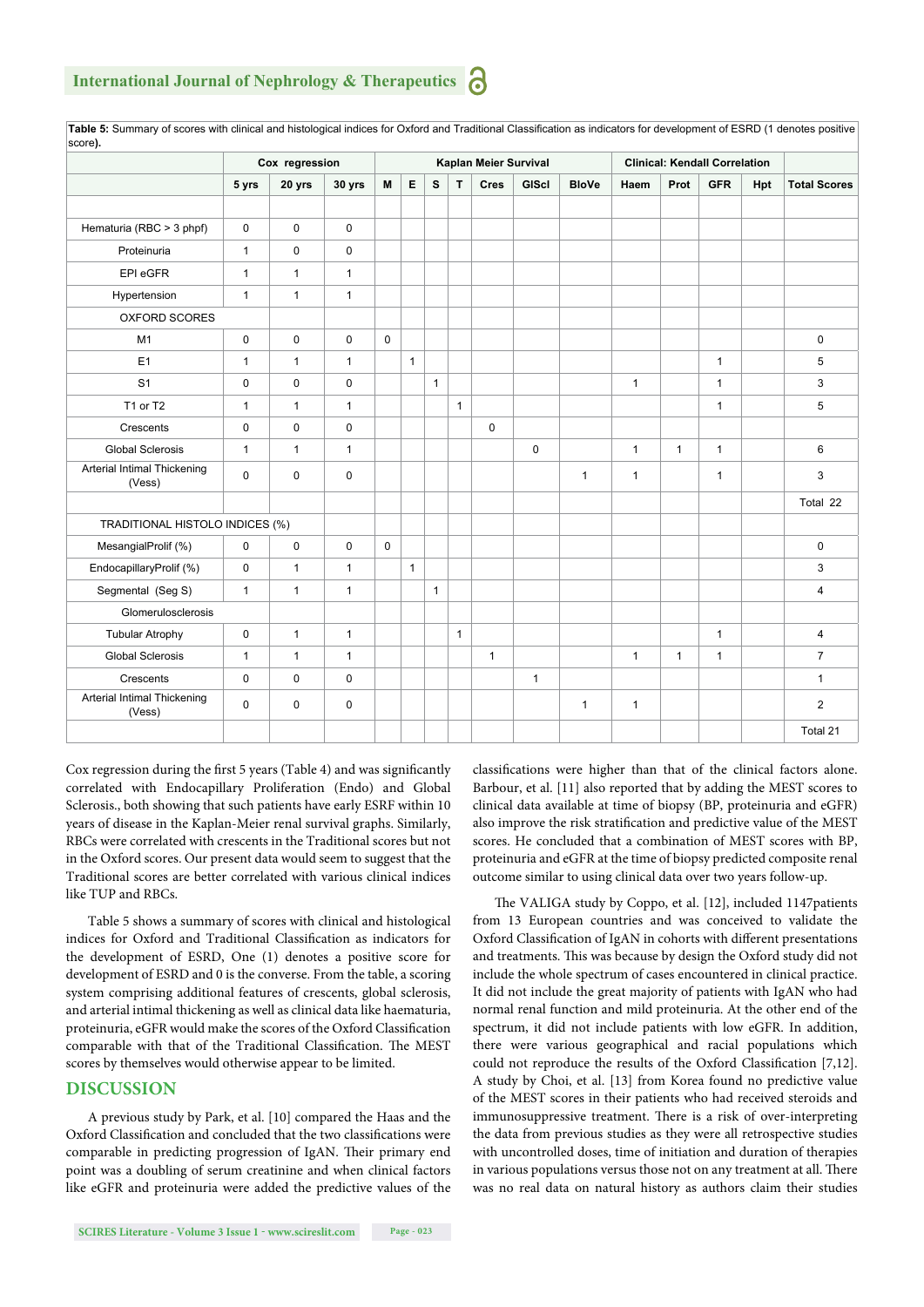**Table 5:** Summary of scores with clinical and histological indices for Oxford and Traditional Classification as indicators for development of ESRD (1 denotes positive score).

| | Cox regression | | | Kaplan Meier Survival | | | | | | | Clinical: Kendall Correlation | | | | |
|---|---|---|---|---|---|---|---|---|---|---|---|---|---|---|---|
| | 5 yrs | 20 yrs | 30 yrs | M | E | S | T | Cres | GlScl | BloVe | Haem | Prot | GFR | Hpt | Total Scores |
| | | | | | | | | | | | | | | | |
| Hematuria (RBC > 3 phpf) | 0 | 0 | 0 | | | | | | | | | | | | |
| Proteinuria | 1 | 0 | 0 | | | | | | | | | | | | |
| EPI eGFR | 1 | 1 | 1 | | | | | | | | | | | | |
| Hypertension | 1 | 1 | 1 | | | | | | | | | | | | |
| OXFORD SCORES | | | | | | | | | | | | | | | |
| M1 | 0 | 0 | 0 | 0 | | | | | | | | | | | 0 |
| E1 | 1 | 1 | 1 | | 1 | | | | | | | | 1 | | 5 |
| S1 | 0 | 0 | 0 | | | 1 | | | | | 1 | | 1 | | 3 |
| T1 or T2 | 1 | 1 | 1 | | | | 1 | | | | | | 1 | | 5 |
| Crescents | 0 | 0 | 0 | | | | | 0 | | | | | | | |
| Global Sclerosis | 1 | 1 | 1 | | | | | | 0 | | 1 | 1 | 1 | | 6 |
| Arterial Intimal Thickening (Vess) | 0 | 0 | 0 | | | | | | | 1 | 1 | | 1 | | 3 |
| | | | | | | | | | | | | | | | Total 22 |
| TRADITIONAL HISTOLO INDICES (%) | | | | | | | | | | | | | | | |
| MesangialProlif (%) | 0 | 0 | 0 | 0 | | | | | | | | | | | 0 |
| EndocapillaryProlif (%) | 0 | 1 | 1 | | 1 | | | | | | | | | | 3 |
| Segmental (Seg S) | 1 | 1 | 1 | | | 1 | | | | | | | | | 4 |
| Glomerulosclerosis | | | | | | | | | | | | | | | |
| Tubular Atrophy | 0 | 1 | 1 | | | | 1 | | | | | | 1 | | 4 |
| Global Sclerosis | 1 | 1 | 1 | | | | | 1 | | | 1 | 1 | 1 | | 7 |
| Crescents | 0 | 0 | 0 | | | | | | 1 | | | | | | 1 |
| Arterial Intimal Thickening (Vess) | 0 | 0 | 0 | | | | | | | 1 | 1 | | | | 2 |
| | | | | | | | | | | | | | | | Total 21 |

Cox regression during the first 5 years (Table 4) and was significantly correlated with Endocapillary Proliferation (Endo) and Global Sclerosis., both showing that such patients have early ESRF within 10 years of disease in the Kaplan-Meier renal survival graphs. Similarly, RBCs were correlated with crescents in the Traditional scores but not in the Oxford scores. Our present data would seem to suggest that the Traditional scores are better correlated with various clinical indices like TUP and RBCs.

Table 5 shows a summary of scores with clinical and histological indices for Oxford and Traditional Classification as indicators for the development of ESRD, One (1) denotes a positive score for development of ESRD and 0 is the converse. From the table, a scoring system comprising additional features of crescents, global sclerosis, and arterial intimal thickening as well as clinical data like haematuria, proteinuria, eGFR would make the scores of the Oxford Classification comparable with that of the Traditional Classification. The MEST scores by themselves would otherwise appear to be limited.

## DISCUSSION

A previous study by Park, et al. [10] compared the Haas and the Oxford Classification and concluded that the two classifications were comparable in predicting progression of IgAN. Their primary end point was a doubling of serum creatinine and when clinical factors like eGFR and proteinuria were added the predictive values of the classifications were higher than that of the clinical factors alone. Barbour, et al. [11] also reported that by adding the MEST scores to clinical data available at time of biopsy (BP, proteinuria and eGFR) also improve the risk stratification and predictive value of the MEST scores. He concluded that a combination of MEST scores with BP, proteinuria and eGFR at the time of biopsy predicted composite renal outcome similar to using clinical data over two years follow-up.

The VALIGA study by Coppo, et al. [12], included 1147patients from 13 European countries and was conceived to validate the Oxford Classification of IgAN in cohorts with different presentations and treatments. This was because by design the Oxford study did not include the whole spectrum of cases encountered in clinical practice. It did not include the great majority of patients with IgAN who had normal renal function and mild proteinuria. At the other end of the spectrum, it did not include patients with low eGFR. In addition, there were various geographical and racial populations which could not reproduce the results of the Oxford Classification [7,12]. A study by Choi, et al. [13] from Korea found no predictive value of the MEST scores in their patients who had received steroids and immunosuppressive treatment. There is a risk of over-interpreting the data from previous studies as they were all retrospective studies with uncontrolled doses, time of initiation and duration of therapies in various populations versus those not on any treatment at all. There was no real data on natural history as authors claim their studies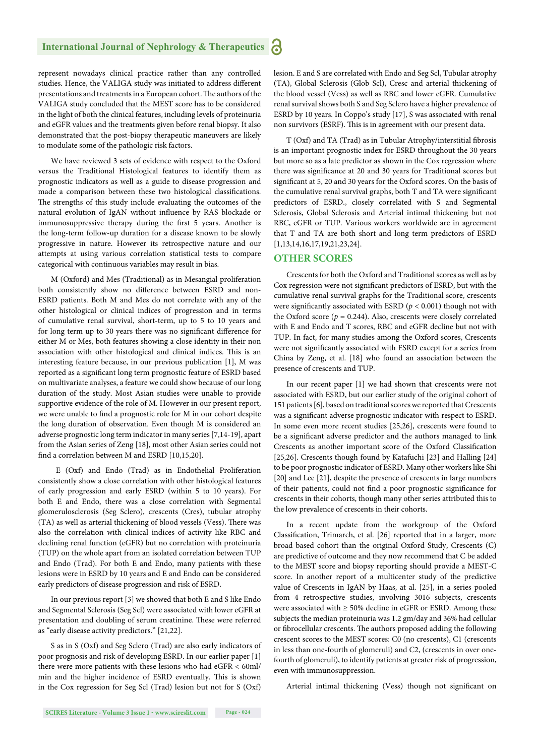represent nowadays clinical practice rather than any controlled studies. Hence, the VALIGA study was initiated to address different presentations and treatments in a European cohort. The authors of the VALIGA study concluded that the MEST score has to be considered in the light of both the clinical features, including levels of proteinuria and eGFR values and the treatments given before renal biopsy. It also demonstrated that the post-biopsy therapeutic maneuvers are likely to modulate some of the pathologic risk factors.

We have reviewed 3 sets of evidence with respect to the Oxford versus the Traditional Histological features to identify them as prognostic indicators as well as a guide to disease progression and made a comparison between these two histological classifications. The strengths of this study include evaluating the outcomes of the natural evolution of IgAN without influence by RAS blockade or immunosuppressive therapy during the first 5 years. Another is the long-term follow-up duration for a disease known to be slowly progressive in nature. However its retrospective nature and our attempts at using various correlation statistical tests to compare categorical with continuous variables may result in bias.

M (Oxford) and Mes (Traditional) as in Mesangial proliferation both consistently show no difference between ESRD and non-ESRD patients. Both M and Mes do not correlate with any of the other histological or clinical indices of progression and in terms of cumulative renal survival, short-term, up to 5 to 10 years and for long term up to 30 years there was no significant difference for either M or Mes, both features showing a close identity in their non association with other histological and clinical indices. This is an interesting feature because, in our previous publication [1], M was reported as a significant long term prognostic feature of ESRD based on multivariate analyses, a feature we could show because of our long duration of the study. Most Asian studies were unable to provide supportive evidence of the role of M. However in our present report, we were unable to find a prognostic role for M in our cohort despite the long duration of observation. Even though M is considered an adverse prognostic long term indicator in many series [7,14-19], apart from the Asian series of Zeng [18], most other Asian series could not find a correlation between M and ESRD [10,15,20].

E (Oxf) and Endo (Trad) as in Endothelial Proliferation consistently show a close correlation with other histological features of early progression and early ESRD (within 5 to 10 years). For both E and Endo, there was a close correlation with Segmental glomerulosclerosis (Seg Sclero), crescents (Cres), tubular atrophy (TA) as well as arterial thickening of blood vessels (Vess). There was also the correlation with clinical indices of activity like RBC and declining renal function (eGFR) but no correlation with proteinuria (TUP) on the whole apart from an isolated correlation between TUP and Endo (Trad). For both E and Endo, many patients with these lesions were in ESRD by 10 years and E and Endo can be considered early predictors of disease progression and risk of ESRD.

In our previous report [3] we showed that both E and S like Endo and Segmental Sclerosis (Seg Scl) were associated with lower eGFR at presentation and doubling of serum creatinine. These were referred as "early disease activity predictors." [21,22].

S as in S (Oxf) and Seg Sclero (Trad) are also early indicators of poor prognosis and risk of developing ESRD. In our earlier paper [1] there were more patients with these lesions who had eGFR < 60ml/min and the higher incidence of ESRD eventually. This is shown in the Cox regression for Seg Scl (Trad) lesion but not for S (Oxf) lesion. E and S are correlated with Endo and Seg Scl, Tubular atrophy (TA), Global Sclerosis (Glob Scl), Cresc and arterial thickening of the blood vessel (Vess) as well as RBC and lower eGFR. Cumulative renal survival shows both S and Seg Sclero have a higher prevalence of ESRD by 10 years. In Coppo's study [17], S was associated with renal non survivors (ESRF). This is in agreement with our present data.

T (Oxf) and TA (Trad) as in Tubular Atrophy/interstitial fibrosis is an important prognostic index for ESRD throughout the 30 years but more so as a late predictor as shown in the Cox regression where there was significance at 20 and 30 years for Traditional scores but significant at 5, 20 and 30 years for the Oxford scores. On the basis of the cumulative renal survival graphs, both T and TA were significant predictors of ESRD., closely correlated with S and Segmental Sclerosis, Global Sclerosis and Arterial intimal thickening but not RBC, eGFR or TUP. Various workers worldwide are in agreement that T and TA are both short and long term predictors of ESRD [1,13,14,16,17,19,21,23,24].

## OTHER SCORES

Crescents for both the Oxford and Traditional scores as well as by Cox regression were not significant predictors of ESRD, but with the cumulative renal survival graphs for the Traditional score, crescents were significantly associated with ESRD ($p < 0.001$) though not with the Oxford score ($p = 0.244$). Also, crescents were closely correlated with E and Endo and T scores, RBC and eGFR decline but not with TUP. In fact, for many studies among the Oxford scores, Crescents were not significantly associated with ESRD except for a series from China by Zeng, et al. [18] who found an association between the presence of crescents and TUP.

In our recent paper [1] we had shown that crescents were not associated with ESRD, but our earlier study of the original cohort of 151 patients [6], based on traditional scores we reported that Crescents was a significant adverse prognostic indicator with respect to ESRD. In some even more recent studies [25,26], crescents were found to be a significant adverse predictor and the authors managed to link Crescents as another important score of the Oxford Classification [25,26]. Crescents though found by Katafuchi [23] and Halling [24] to be poor prognostic indicator of ESRD. Many other workers like Shi [20] and Lee [21], despite the presence of crescents in large numbers of their patients, could not find a poor prognostic significance for crescents in their cohorts, though many other series attributed this to the low prevalence of crescents in their cohorts.

In a recent update from the workgroup of the Oxford Classification, Trimarch, et al. [26] reported that in a larger, more broad based cohort than the original Oxford Study, Crescents (C) are predictive of outcome and they now recommend that C be added to the MEST score and biopsy reporting should provide a MEST-C score. In another report of a multicenter study of the predictive value of Crescents in IgAN by Haas, at al. [25], in a series pooled from 4 retrospective studies, involving 3016 subjects, crescents were associated with ≥ 50% decline in eGFR or ESRD. Among these subjects the median proteinuria was 1.2 gm/day and 36% had cellular or fibrocellular crescents. The authors proposed adding the following crescent scores to the MEST scores: C0 (no crescents), C1 (crescents in less than one-fourth of glomeruli) and C2, (crescents in over one-fourth of glomeruli), to identify patients at greater risk of progression, even with immunosuppression.

Arterial intimal thickening (Vess) though not significant on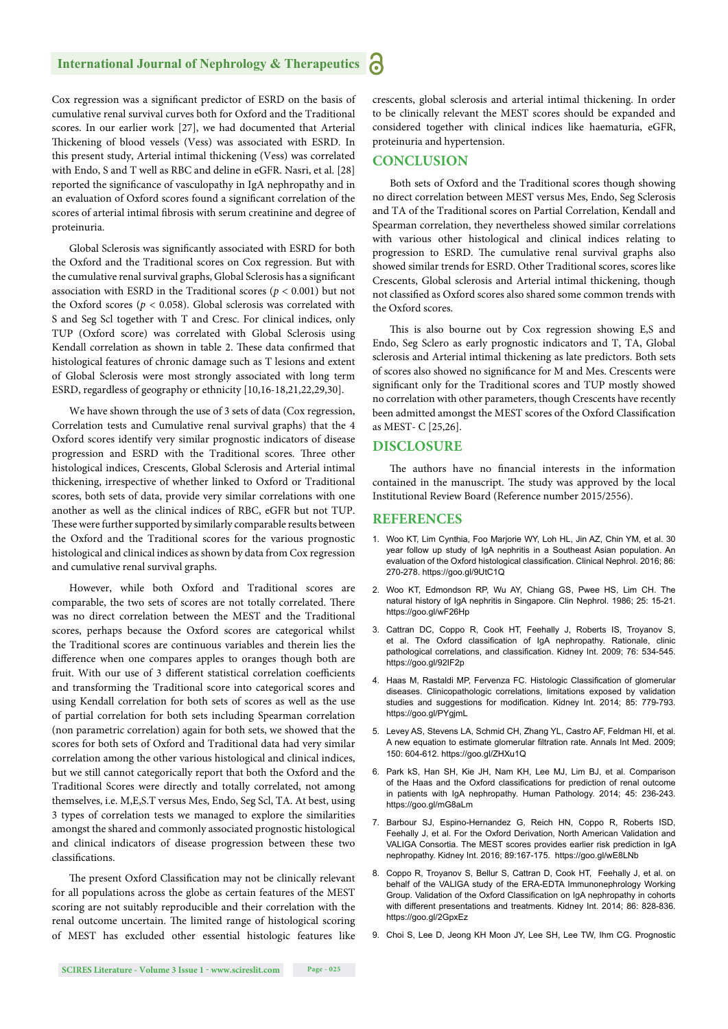Cox regression was a significant predictor of ESRD on the basis of cumulative renal survival curves both for Oxford and the Traditional scores. In our earlier work [27], we had documented that Arterial Thickening of blood vessels (Vess) was associated with ESRD. In this present study, Arterial intimal thickening (Vess) was correlated with Endo, S and T well as RBC and deline in eGFR. Nasri, et al. [28] reported the significance of vasculopathy in IgA nephropathy and in an evaluation of Oxford scores found a significant correlation of the scores of arterial intimal fibrosis with serum creatinine and degree of proteinuria.

Global Sclerosis was significantly associated with ESRD for both the Oxford and the Traditional scores on Cox regression. But with the cumulative renal survival graphs, Global Sclerosis has a significant association with ESRD in the Traditional scores ($p < 0.001$) but not the Oxford scores ($p < 0.058$). Global sclerosis was correlated with S and Seg Scl together with T and Cresc. For clinical indices, only TUP (Oxford score) was correlated with Global Sclerosis using Kendall correlation as shown in table 2. These data confirmed that histological features of chronic damage such as T lesions and extent of Global Sclerosis were most strongly associated with long term ESRD, regardless of geography or ethnicity [10,16-18,21,22,29,30].

We have shown through the use of 3 sets of data (Cox regression, Correlation tests and Cumulative renal survival graphs) that the 4 Oxford scores identify very similar prognostic indicators of disease progression and ESRD with the Traditional scores. Three other histological indices, Crescents, Global Sclerosis and Arterial intimal thickening, irrespective of whether linked to Oxford or Traditional scores, both sets of data, provide very similar correlations with one another as well as the clinical indices of RBC, eGFR but not TUP. These were further supported by similarly comparable results between the Oxford and the Traditional scores for the various prognostic histological and clinical indices as shown by data from Cox regression and cumulative renal survival graphs.

However, while both Oxford and Traditional scores are comparable, the two sets of scores are not totally correlated. There was no direct correlation between the MEST and the Traditional scores, perhaps because the Oxford scores are categorical whilst the Traditional scores are continuous variables and therein lies the difference when one compares apples to oranges though both are fruit. With our use of 3 different statistical correlation coefficients and transforming the Traditional score into categorical scores and using Kendall correlation for both sets of scores as well as the use of partial correlation for both sets including Spearman correlation (non parametric correlation) again for both sets, we showed that the scores for both sets of Oxford and Traditional data had very similar correlation among the other various histological and clinical indices, but we still cannot categorically report that both the Oxford and the Traditional Scores were directly and totally correlated, not among themselves, i.e. M,E,S.T versus Mes, Endo, Seg Scl, TA. At best, using 3 types of correlation tests we managed to explore the similarities amongst the shared and commonly associated prognostic histological and clinical indicators of disease progression between these two classifications.

The present Oxford Classification may not be clinically relevant for all populations across the globe as certain features of the MEST scoring are not suitably reproducible and their correlation with the renal outcome uncertain. The limited range of histological scoring of MEST has excluded other essential histologic features like crescents, global sclerosis and arterial intimal thickening. In order to be clinically relevant the MEST scores should be expanded and considered together with clinical indices like haematuria, eGFR, proteinuria and hypertension.

## CONCLUSION

Both sets of Oxford and the Traditional scores though showing no direct correlation between MEST versus Mes, Endo, Seg Sclerosis and TA of the Traditional scores on Partial Correlation, Kendall and Spearman correlation, they nevertheless showed similar correlations with various other histological and clinical indices relating to progression to ESRD. The cumulative renal survival graphs also showed similar trends for ESRD. Other Traditional scores, scores like Crescents, Global sclerosis and Arterial intimal thickening, though not classified as Oxford scores also shared some common trends with the Oxford scores.

This is also bourne out by Cox regression showing E,S and Endo, Seg Sclero as early prognostic indicators and T, TA, Global sclerosis and Arterial intimal thickening as late predictors. Both sets of scores also showed no significance for M and Mes. Crescents were significant only for the Traditional scores and TUP mostly showed no correlation with other parameters, though Crescents have recently been admitted amongst the MEST scores of the Oxford Classification as MEST- C [25,26].

## DISCLOSURE

The authors have no financial interests in the information contained in the manuscript. The study was approved by the local Institutional Review Board (Reference number 2015/2556).

## REFERENCES

1. Woo KT, Lim Cynthia, Foo Marjorie WY, Loh HL, Jin AZ, Chin YM, et al. 30 year follow up study of IgA nephritis in a Southeast Asian population. An evaluation of the Oxford histological classification. Clinical Nephrol. 2016; 86: 270-278. https://goo.gl/9UtC1Q

2. Woo KT, Edmondson RP, Wu AY, Chiang GS, Pwee HS, Lim CH. The natural history of IgA nephritis in Singapore. Clin Nephrol. 1986; 25: 15-21. https://goo.gl/wF26Hp

3. Cattran DC, Coppo R, Cook HT, Feehally J, Roberts IS, Troyanov S, et al. The Oxford classification of IgA nephropathy. Rationale, clinic pathological correlations, and classification. Kidney Int. 2009; 76: 534-545. https://goo.gl/92IF2p

4. Haas M, Rastaldi MP, Fervenza FC. Histologic Classification of glomerular diseases. Clinicopathologic correlations, limitations exposed by validation studies and suggestions for modification. Kidney Int. 2014; 85: 779-793. https://goo.gl/PYgjmL

5. Levey AS, Stevens LA, Schmid CH, Zhang YL, Castro AF, Feldman HI, et al. A new equation to estimate glomerular filtration rate. Annals Int Med. 2009; 150: 604-612. https://goo.gl/ZHXu1Q

6. Park kS, Han SH, Kie JH, Nam KH, Lee MJ, Lim BJ, et al. Comparison of the Haas and the Oxford classifications for prediction of renal outcome in patients with IgA nephropathy. Human Pathology. 2014; 45: 236-243. https://goo.gl/mG8aLm

7. Barbour SJ, Espino-Hernandez G, Reich HN, Coppo R, Roberts ISD, Feehally J, et al. For the Oxford Derivation, North American Validation and VALIGA Consortia. The MEST scores provides earlier risk prediction in IgA nephropathy. Kidney Int. 2016; 89:167-175. https://goo.gl/wE8LNb

8. Coppo R, Troyanov S, Bellur S, Cattran D, Cook HT, Feehally J, et al. on behalf of the VALIGA study of the ERA-EDTA Immunonephrology Working Group. Validation of the Oxford Classification on IgA nephropathy in cohorts with different presentations and treatments. Kidney Int. 2014; 86: 828-836. https://goo.gl/2GpxEz

9. Choi S, Lee D, Jeong KH Moon JY, Lee SH, Lee TW, Ihm CG. Prognostic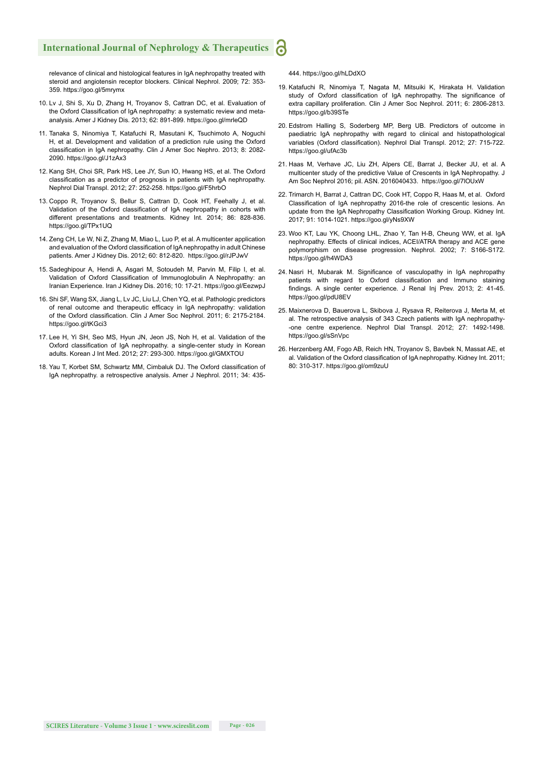relevance of clinical and histological features in IgA nephropathy treated with steroid and angiotensin receptor blockers. Clinical Nephrol. 2009; 72: 353-359. https://goo.gl/5mrymx

10. Lv J, Shi S, Xu D, Zhang H, Troyanov S, Cattran DC, et al. Evaluation of the Oxford Classification of IgA nephropathy: a systematic review and meta-analysis. Amer J Kidney Dis. 2013; 62: 891-899. https://goo.gl/mrleQD

11. Tanaka S, Ninomiya T, Katafuchi R, Masutani K, Tsuchimoto A, Noguchi H, et al. Development and validation of a prediction rule using the Oxford classification in IgA nephropathy. Clin J Amer Soc Nephro. 2013; 8: 2082-2090. https://goo.gl/J1zAx3

12. Kang SH, Choi SR, Park HS, Lee JY, Sun IO, Hwang HS, et al. The Oxford classification as a predictor of prognosis in patients with IgA nephropathy. Nephrol Dial Transpl. 2012; 27: 252-258. https://goo.gl/F5hrbO

13. Coppo R, Troyanov S, Bellur S, Cattran D, Cook HT, Feehally J, et al. Validation of the Oxford classification of IgA nephropathy in cohorts with different presentations and treatments. Kidney Int. 2014; 86: 828-836. https://goo.gl/TPx1UQ

14. Zeng CH, Le W, Ni Z, Zhang M, Miao L, Luo P, et al. A multicenter application and evaluation of the Oxford classification of IgA nephropathy in adult Chinese patients. Amer J Kidney Dis. 2012; 60: 812-820. https://goo.gl/rJPJwV

15. Sadeghipour A, Hendi A, Asgari M, Sotoudeh M, Parvin M, Filip I, et al. Validation of Oxford Classification of Immunoglobulin A Nephropathy: an Iranian Experience. Iran J Kidney Dis. 2016; 10: 17-21. https://goo.gl/EezwpJ

16. Shi SF, Wang SX, Jiang L, Lv JC, Liu LJ, Chen YQ, et al. Pathologic predictors of renal outcome and therapeutic efficacy in IgA nephropathy: validation of the Oxford classification. Clin J Amer Soc Nephrol. 2011; 6: 2175-2184. https://goo.gl/tKGci3

17. Lee H, Yi SH, Seo MS, Hyun JN, Jeon JS, Noh H, et al. Validation of the Oxford classification of IgA nephropathy. a single-center study in Korean adults. Korean J Int Med. 2012; 27: 293-300. https://goo.gl/GMXTOU

18. Yau T, Korbet SM, Schwartz MM, Cimbaluk DJ. The Oxford classification of IgA nephropathy. a retrospective analysis. Amer J Nephrol. 2011; 34: 435-444. https://goo.gl/hLDdXO

19. Katafuchi R, Ninomiya T, Nagata M, Mitsuiki K, Hirakata H. Validation study of Oxford classification of IgA nephropathy. The significance of extra capillary proliferation. Clin J Amer Soc Nephrol. 2011; 6: 2806-2813. https://goo.gl/b39STe

20. Edstrom Halling S, Soderberg MP, Berg UB. Predictors of outcome in paediatric IgA nephropathy with regard to clinical and histopathological variables (Oxford classification). Nephrol Dial Transpl. 2012; 27: 715-722. https://goo.gl/ufAc3b

21. Haas M, Verhave JC, Liu ZH, Alpers CE, Barrat J, Becker JU, et al. A multicenter study of the predictive Value of Crescents in IgA Nephropathy. J Am Soc Nephrol 2016; pil. ASN. 2016040433. https://goo.gl/7lOUxW

22. Trimarch H, Barrat J, Cattran DC, Cook HT, Coppo R, Haas M, et al. Oxford Classification of IgA nephropathy 2016-the role of crescentic lesions. An update from the IgA Nephropathy Classification Working Group. Kidney Int. 2017; 91: 1014-1021. https://goo.gl/yNs9XW

23. Woo KT, Lau YK, Choong LHL, Zhao Y, Tan H-B, Cheung WW, et al. IgA nephropathy. Effects of clinical indices, ACEI/ATRA therapy and ACE gene polymorphism on disease progression. Nephrol. 2002; 7: S166-S172. https://goo.gl/h4WDA3

24. Nasri H, Mubarak M. Significance of vasculopathy in IgA nephropathy patients with regard to Oxford classification and Immuno staining findings. A single center experience. J Renal Inj Prev. 2013; 2: 41-45. https://goo.gl/pdU8EV

25. Maixnerova D, Bauerova L, Skibova J, Rysava R, Reiterova J, Merta M, et al. The retrospective analysis of 343 Czech patients with IgA nephropathy--one centre experience. Nephrol Dial Transpl. 2012; 27: 1492-1498. https://goo.gl/sSnVpc

26. Herzenberg AM, Fogo AB, Reich HN, Troyanov S, Bavbek N, Massat AE, et al. Validation of the Oxford classification of IgA nephropathy. Kidney Int. 2011; 80: 310-317. https://goo.gl/om9zuU